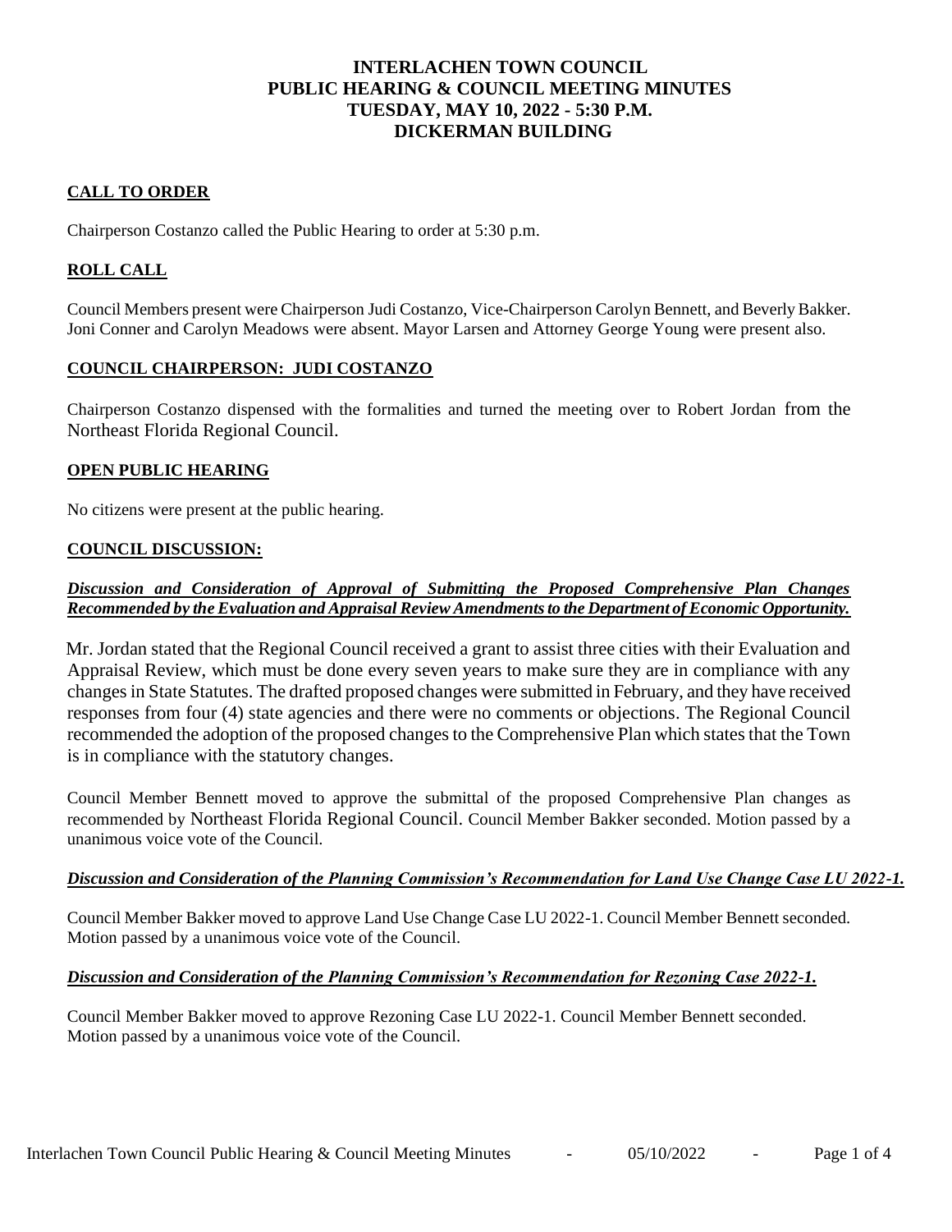# INTERLACHEN TOWN COUNCIL
# PUBLIC HEARING & COUNCIL MEETING MINUTES
# TUESDAY, MAY 10, 2022 - 5:30 P.M.
# DICKERMAN BUILDING

## CALL TO ORDER

Chairperson Costanzo called the Public Hearing to order at 5:30 p.m.

## ROLL CALL

Council Members present were Chairperson Judi Costanzo, Vice-Chairperson Carolyn Bennett, and Beverly Bakker. Joni Conner and Carolyn Meadows were absent. Mayor Larsen and Attorney George Young were present also.

## COUNCIL CHAIRPERSON: JUDI COSTANZO

Chairperson Costanzo dispensed with the formalities and turned the meeting over to Robert Jordan from the Northeast Florida Regional Council.

## OPEN PUBLIC HEARING

No citizens were present at the public hearing.

## COUNCIL DISCUSSION:

### *Discussion and Consideration of Approval of Submitting the Proposed Comprehensive Plan Changes Recommended by the Evaluation and Appraisal Review Amendments to the Department of Economic Opportunity.*

Mr. Jordan stated that the Regional Council received a grant to assist three cities with their Evaluation and Appraisal Review, which must be done every seven years to make sure they are in compliance with any changes in State Statutes. The drafted proposed changes were submitted in February, and they have received responses from four (4) state agencies and there were no comments or objections. The Regional Council recommended the adoption of the proposed changes to the Comprehensive Plan which states that the Town is in compliance with the statutory changes.

Council Member Bennett moved to approve the submittal of the proposed Comprehensive Plan changes as recommended by Northeast Florida Regional Council. Council Member Bakker seconded. Motion passed by a unanimous voice vote of the Council.

### *Discussion and Consideration of the Planning Commission's Recommendation for Land Use Change Case LU 2022-1.*

Council Member Bakker moved to approve Land Use Change Case LU 2022-1. Council Member Bennett seconded. Motion passed by a unanimous voice vote of the Council.

### *Discussion and Consideration of the Planning Commission's Recommendation for Rezoning Case 2022-1.*

Council Member Bakker moved to approve Rezoning Case LU 2022-1. Council Member Bennett seconded. Motion passed by a unanimous voice vote of the Council.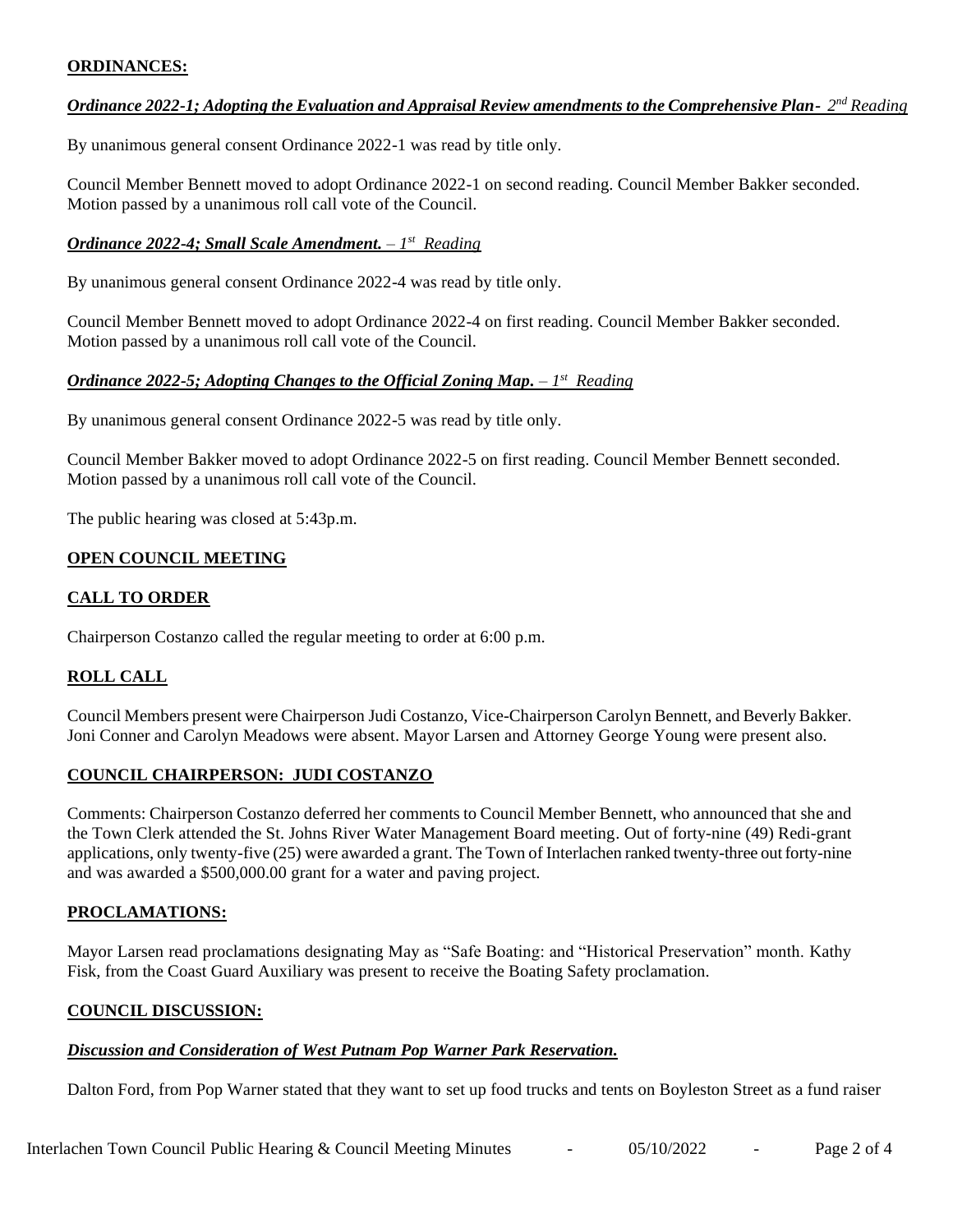## ORDINANCES:

### *Ordinance 2022-1; Adopting the Evaluation and Appraisal Review amendments to the Comprehensive Plan- 2nd Reading*

By unanimous general consent Ordinance 2022-1 was read by title only.

Council Member Bennett moved to adopt Ordinance 2022-1 on second reading. Council Member Bakker seconded. Motion passed by a unanimous roll call vote of the Council.

### *Ordinance 2022-4; Small Scale Amendment. – 1st Reading*

By unanimous general consent Ordinance 2022-4 was read by title only.

Council Member Bennett moved to adopt Ordinance 2022-4 on first reading. Council Member Bakker seconded. Motion passed by a unanimous roll call vote of the Council.

### *Ordinance 2022-5; Adopting Changes to the Official Zoning Map. – 1st Reading*

By unanimous general consent Ordinance 2022-5 was read by title only.

Council Member Bakker moved to adopt Ordinance 2022-5 on first reading. Council Member Bennett seconded. Motion passed by a unanimous roll call vote of the Council.

The public hearing was closed at 5:43p.m.

## OPEN COUNCIL MEETING

## CALL TO ORDER

Chairperson Costanzo called the regular meeting to order at 6:00 p.m.

## ROLL CALL

Council Members present were Chairperson Judi Costanzo, Vice-Chairperson Carolyn Bennett, and Beverly Bakker. Joni Conner and Carolyn Meadows were absent. Mayor Larsen and Attorney George Young were present also.

## COUNCIL CHAIRPERSON: JUDI COSTANZO

Comments: Chairperson Costanzo deferred her comments to Council Member Bennett, who announced that she and the Town Clerk attended the St. Johns River Water Management Board meeting. Out of forty-nine (49) Redi-grant applications, only twenty-five (25) were awarded a grant. The Town of Interlachen ranked twenty-three out forty-nine and was awarded a $500,000.00 grant for a water and paving project.

## PROCLAMATIONS:

Mayor Larsen read proclamations designating May as "Safe Boating: and "Historical Preservation" month. Kathy Fisk, from the Coast Guard Auxiliary was present to receive the Boating Safety proclamation.

## COUNCIL DISCUSSION:

### *Discussion and Consideration of West Putnam Pop Warner Park Reservation.*

Dalton Ford, from Pop Warner stated that they want to set up food trucks and tents on Boyleston Street as a fund raiser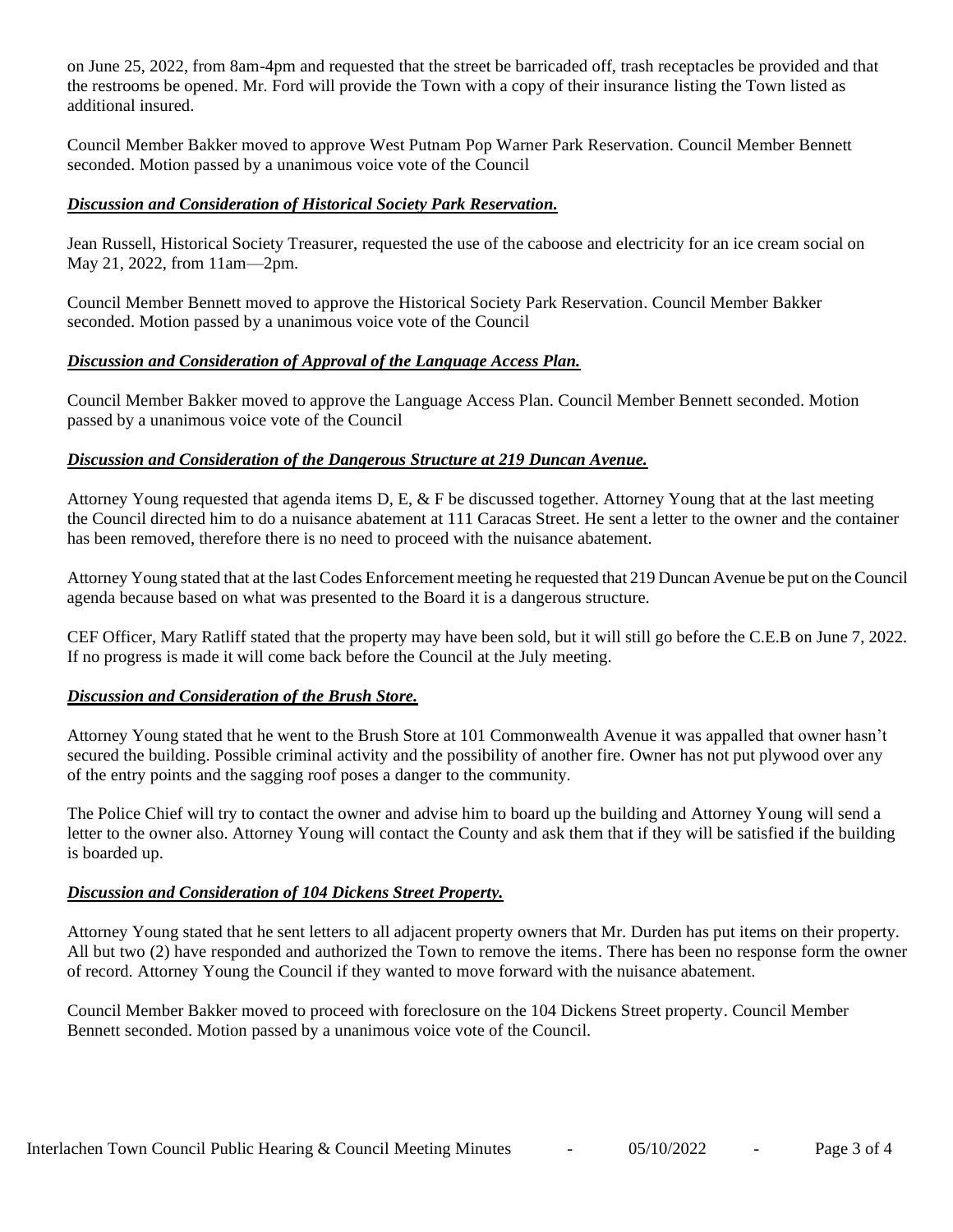on June 25, 2022, from 8am-4pm and requested that the street be barricaded off, trash receptacles be provided and that the restrooms be opened. Mr. Ford will provide the Town with a copy of their insurance listing the Town listed as additional insured.

Council Member Bakker moved to approve West Putnam Pop Warner Park Reservation. Council Member Bennett seconded. Motion passed by a unanimous voice vote of the Council

***Discussion and Consideration of Historical Society Park Reservation.***

Jean Russell, Historical Society Treasurer, requested the use of the caboose and electricity for an ice cream social on May 21, 2022, from 11am—2pm.

Council Member Bennett moved to approve the Historical Society Park Reservation. Council Member Bakker seconded. Motion passed by a unanimous voice vote of the Council

***Discussion and Consideration of Approval of the Language Access Plan.***

Council Member Bakker moved to approve the Language Access Plan. Council Member Bennett seconded. Motion passed by a unanimous voice vote of the Council

***Discussion and Consideration of the Dangerous Structure at 219 Duncan Avenue.***

Attorney Young requested that agenda items D, E, & F be discussed together. Attorney Young that at the last meeting the Council directed him to do a nuisance abatement at 111 Caracas Street. He sent a letter to the owner and the container has been removed, therefore there is no need to proceed with the nuisance abatement.

Attorney Young stated that at the last Codes Enforcement meeting he requested that 219 Duncan Avenue be put on the Council agenda because based on what was presented to the Board it is a dangerous structure.

CEF Officer, Mary Ratliff stated that the property may have been sold, but it will still go before the C.E.B on June 7, 2022. If no progress is made it will come back before the Council at the July meeting.

***Discussion and Consideration of the Brush Store.***

Attorney Young stated that he went to the Brush Store at 101 Commonwealth Avenue it was appalled that owner hasn't secured the building. Possible criminal activity and the possibility of another fire. Owner has not put plywood over any of the entry points and the sagging roof poses a danger to the community.

The Police Chief will try to contact the owner and advise him to board up the building and Attorney Young will send a letter to the owner also. Attorney Young will contact the County and ask them that if they will be satisfied if the building is boarded up.

***Discussion and Consideration of 104 Dickens Street Property.***

Attorney Young stated that he sent letters to all adjacent property owners that Mr. Durden has put items on their property. All but two (2) have responded and authorized the Town to remove the items. There has been no response form the owner of record. Attorney Young the Council if they wanted to move forward with the nuisance abatement.

Council Member Bakker moved to proceed with foreclosure on the 104 Dickens Street property. Council Member Bennett seconded. Motion passed by a unanimous voice vote of the Council.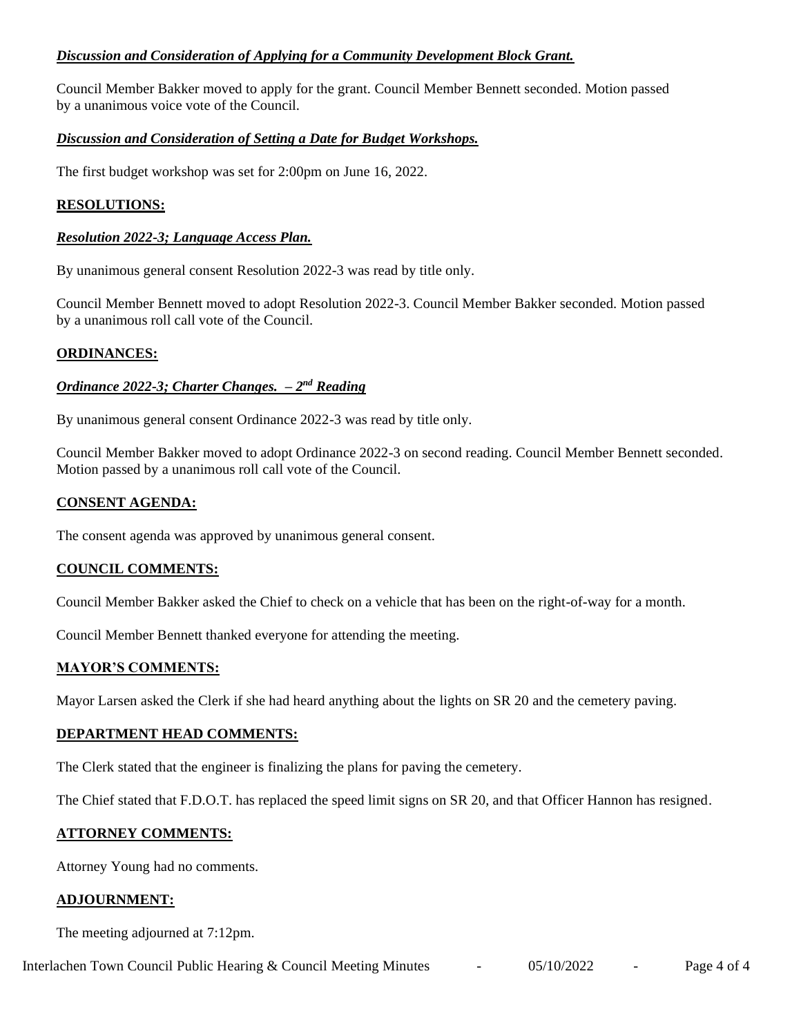***Discussion and Consideration of Applying for a Community Development Block Grant.***

Council Member Bakker moved to apply for the grant. Council Member Bennett seconded. Motion passed by a unanimous voice vote of the Council.

***Discussion and Consideration of Setting a Date for Budget Workshops.***

The first budget workshop was set for 2:00pm on June 16, 2022.

**RESOLUTIONS:**

***Resolution 2022-3; Language Access Plan.***

By unanimous general consent Resolution 2022-3 was read by title only.

Council Member Bennett moved to adopt Resolution 2022-3. Council Member Bakker seconded. Motion passed by a unanimous roll call vote of the Council.

**ORDINANCES:**

***Ordinance 2022-3; Charter Changes. – 2nd Reading***

By unanimous general consent Ordinance 2022-3 was read by title only.

Council Member Bakker moved to adopt Ordinance 2022-3 on second reading. Council Member Bennett seconded. Motion passed by a unanimous roll call vote of the Council.

**CONSENT AGENDA:**

The consent agenda was approved by unanimous general consent.

**COUNCIL COMMENTS:**

Council Member Bakker asked the Chief to check on a vehicle that has been on the right-of-way for a month.

Council Member Bennett thanked everyone for attending the meeting.

**MAYOR'S COMMENTS:**

Mayor Larsen asked the Clerk if she had heard anything about the lights on SR 20 and the cemetery paving.

**DEPARTMENT HEAD COMMENTS:**

The Clerk stated that the engineer is finalizing the plans for paving the cemetery.

The Chief stated that F.D.O.T. has replaced the speed limit signs on SR 20, and that Officer Hannon has resigned.

**ATTORNEY COMMENTS:**

Attorney Young had no comments.

**ADJOURNMENT:**

The meeting adjourned at 7:12pm.